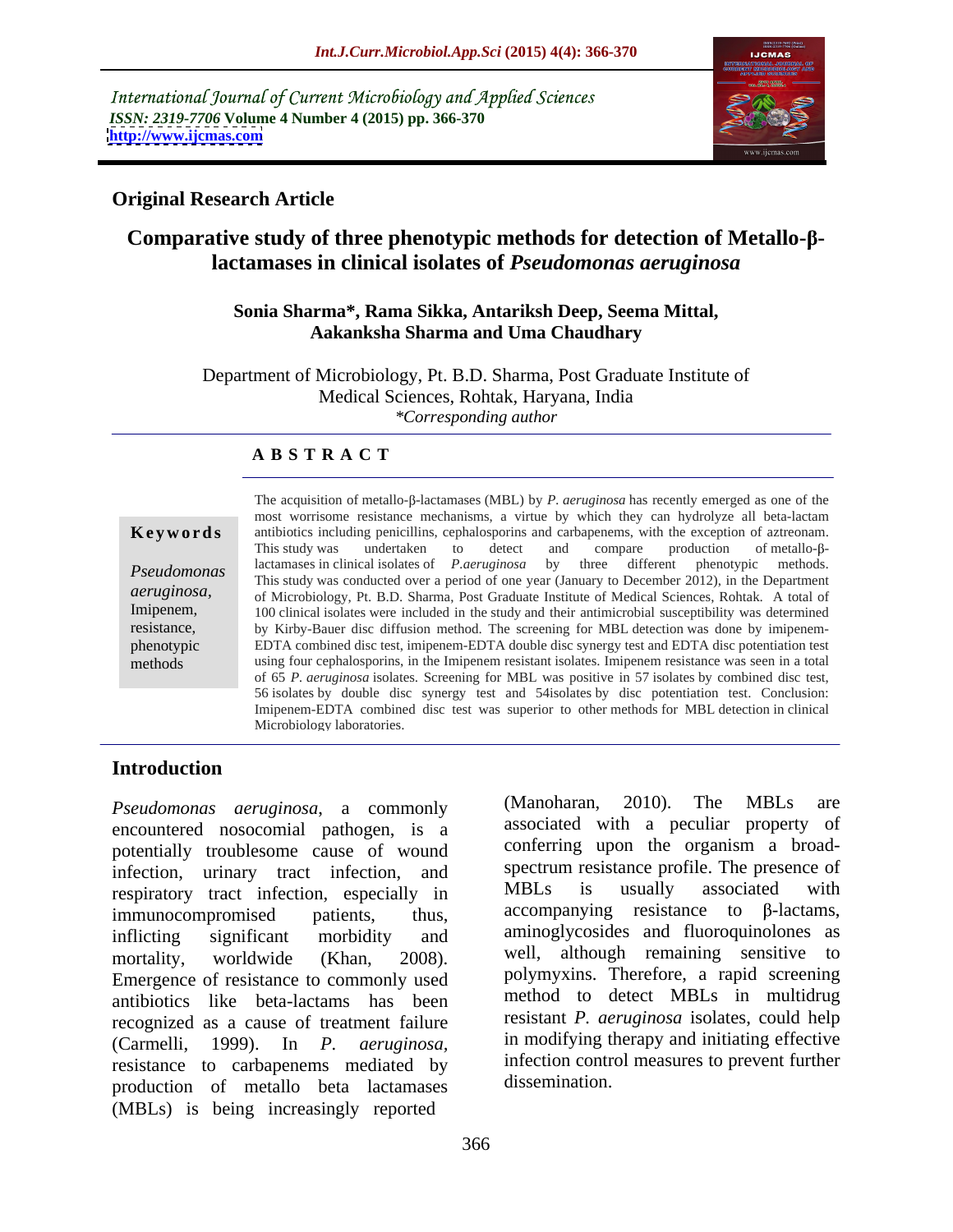International Journal of Current Microbiology and Applied Sciences
*ISSN: 2319-7706* **Volume 4 Number 4 (2015) pp. 366-370**
**http://www.ijcmas.com**

## Original Research Article

# Comparative study of three phenotypic methods for detection of Metallo-β-lactamases in clinical isolates of *Pseudomonas aeruginosa*

**Sonia Sharma\*, Rama Sikka, Antariksh Deep, Seema Mittal, Aakanksha Sharma and Uma Chaudhary**

Department of Microbiology, Pt. B.D. Sharma, Post Graduate Institute of Medical Sciences, Rohtak, Haryana, India
*\*Corresponding author*

### A B S T R A C T

**Keywords**

*Pseudomonas aeruginosa*, Imipenem, resistance, phenotypic methods

The acquisition of metallo-β-lactamases (MBL) by *P. aeruginosa* has recently emerged as one of the most worrisome resistance mechanisms, a virtue by which they can hydrolyze all beta-lactam antibiotics including penicillins, cephalosporins and carbapenems, with the exception of aztreonam. This study was undertaken to detect and compare production of metallo-β-lactamases in clinical isolates of *P.aeruginosa* by three different phenotypic methods. This study was conducted over a period of one year (January to December 2012), in the Department of Microbiology, Pt. B.D. Sharma, Post Graduate Institute of Medical Sciences, Rohtak. A total of 100 clinical isolates were included in the study and their antimicrobial susceptibility was determined by Kirby-Bauer disc diffusion method. The screening for MBL detection was done by imipenem-EDTA combined disc test, imipenem-EDTA double disc synergy test and EDTA disc potentiation test using four cephalosporins, in the Imipenem resistant isolates. Imipenem resistance was seen in a total of 65 *P. aeruginosa* isolates. Screening for MBL was positive in 57 isolates by combined disc test, 56 isolates by double disc synergy test and 54isolates by disc potentiation test. Conclusion: Imipenem-EDTA combined disc test was superior to other methods for MBL detection in clinical Microbiology laboratories.

## Introduction

*Pseudomonas aeruginosa*, a commonly encountered nosocomial pathogen, is a potentially troublesome cause of wound infection, urinary tract infection, and respiratory tract infection, especially in immunocompromised patients, thus, inflicting significant morbidity and mortality, worldwide (Khan, 2008). Emergence of resistance to commonly used antibiotics like beta-lactams has been recognized as a cause of treatment failure (Carmelli, 1999). In *P. aeruginosa,* resistance to carbapenems mediated by production of metallo beta lactamases (MBLs) is being increasingly reported (Manoharan, 2010). The MBLs are associated with a peculiar property of conferring upon the organism a broad-spectrum resistance profile. The presence of MBLs is usually associated with accompanying resistance to β-lactams, aminoglycosides and fluoroquinolones as well, although remaining sensitive to polymyxins. Therefore, a rapid screening method to detect MBLs in multidrug resistant *P. aeruginosa* isolates, could help in modifying therapy and initiating effective infection control measures to prevent further dissemination.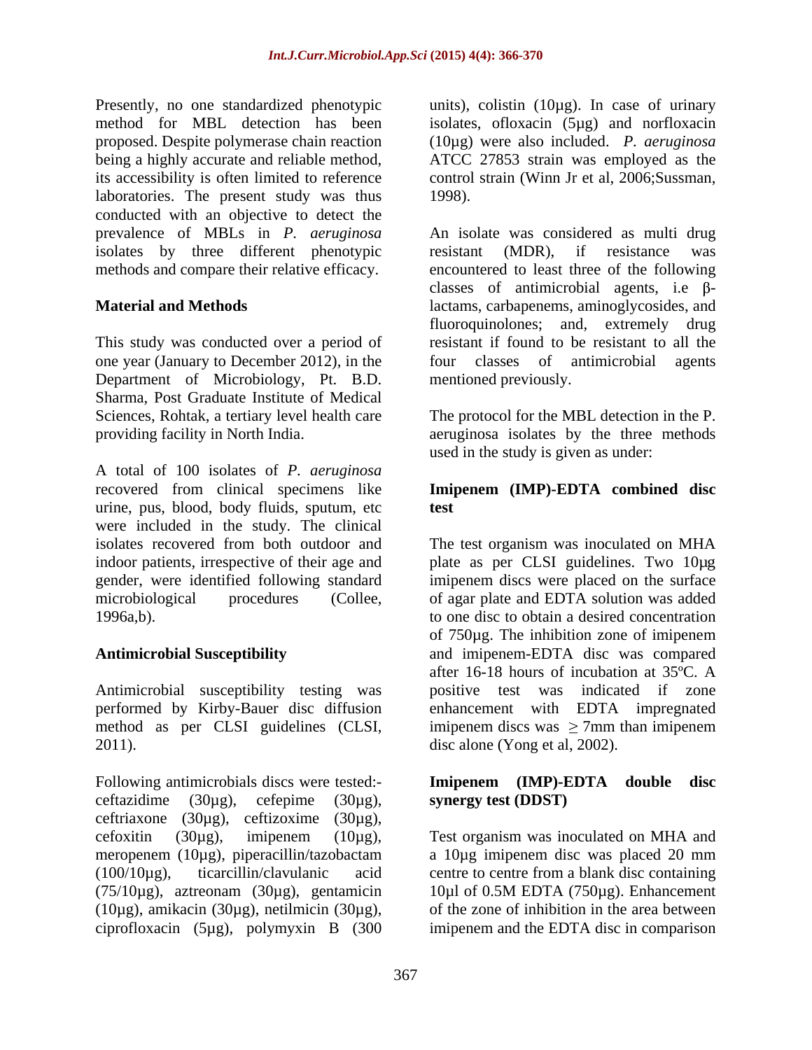Presently, no one standardized phenotypic method for MBL detection has been proposed. Despite polymerase chain reaction being a highly accurate and reliable method, its accessibility is often limited to reference laboratories. The present study was thus conducted with an objective to detect the prevalence of MBLs in *P. aeruginosa* isolates by three different phenotypic methods and compare their relative efficacy.

## Material and Methods

This study was conducted over a period of one year (January to December 2012), in the Department of Microbiology, Pt. B.D. Sharma, Post Graduate Institute of Medical Sciences, Rohtak, a tertiary level health care providing facility in North India.

A total of 100 isolates of *P. aeruginosa* recovered from clinical specimens like urine, pus, blood, body fluids, sputum, etc were included in the study. The clinical isolates recovered from both outdoor and indoor patients, irrespective of their age and gender, were identified following standard microbiological procedures (Collee, 1996a,b).

## Antimicrobial Susceptibility

Antimicrobial susceptibility testing was performed by Kirby-Bauer disc diffusion method as per CLSI guidelines (CLSI, 2011).

Following antimicrobials discs were tested:- ceftazidime (30µg), cefepime (30µg), ceftriaxone (30µg), ceftizoxime (30µg), cefoxitin (30µg), imipenem (10µg), meropenem (10µg), piperacillin/tazobactam (100/10µg), ticarcillin/clavulanic acid (75/10µg), aztreonam (30µg), gentamicin (10µg), amikacin (30µg), netilmicin (30µg), ciprofloxacin (5µg), polymyxin B (300 units), colistin (10µg). In case of urinary isolates, ofloxacin (5µg) and norfloxacin (10µg) were also included. *P. aeruginosa* ATCC 27853 strain was employed as the control strain (Winn Jr et al, 2006;Sussman, 1998).

An isolate was considered as multi drug resistant (MDR), if resistance was encountered to least three of the following classes of antimicrobial agents, i.e β-lactams, carbapenems, aminoglycosides, and fluoroquinolones; and, extremely drug resistant if found to be resistant to all the four classes of antimicrobial agents mentioned previously.

The protocol for the MBL detection in the P. aeruginosa isolates by the three methods used in the study is given as under:

### Imipenem (IMP)-EDTA combined disc test

The test organism was inoculated on MHA plate as per CLSI guidelines. Two 10µg imipenem discs were placed on the surface of agar plate and EDTA solution was added to one disc to obtain a desired concentration of 750µg. The inhibition zone of imipenem and imipenem-EDTA disc was compared after 16-18 hours of incubation at 35ºC. A positive test was indicated if zone enhancement with EDTA impregnated imipenem discs was $\geq$ 7mm than imipenem disc alone (Yong et al, 2002).

### Imipenem (IMP)-EDTA double disc synergy test (DDST)

Test organism was inoculated on MHA and a 10µg imipenem disc was placed 20 mm centre to centre from a blank disc containing 10µl of 0.5M EDTA (750µg). Enhancement of the zone of inhibition in the area between imipenem and the EDTA disc in comparison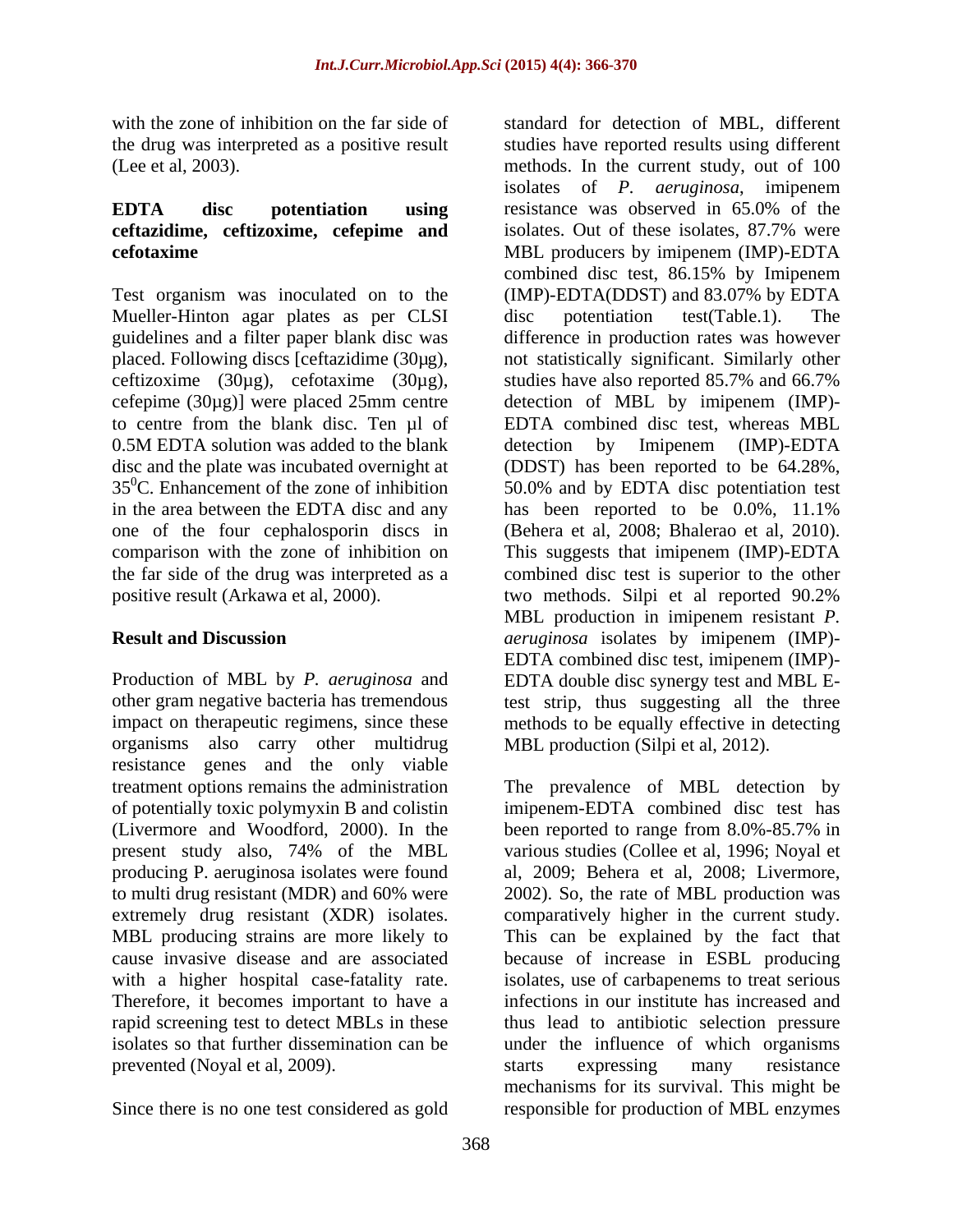with the zone of inhibition on the far side of the drug was interpreted as a positive result (Lee et al, 2003).

### EDTA disc potentiation using ceftazidime, ceftizoxime, cefepime and cefotaxime

Test organism was inoculated on to the Mueller-Hinton agar plates as per CLSI guidelines and a filter paper blank disc was placed. Following discs [ceftazidime (30µg), ceftizoxime (30µg), cefotaxime (30µg), cefepime (30µg)] were placed 25mm centre to centre from the blank disc. Ten µl of 0.5M EDTA solution was added to the blank disc and the plate was incubated overnight at $35^{0}$C. Enhancement of the zone of inhibition in the area between the EDTA disc and any one of the four cephalosporin discs in comparison with the zone of inhibition on the far side of the drug was interpreted as a positive result (Arkawa et al, 2000).

## Result and Discussion

Production of MBL by *P. aeruginosa* and other gram negative bacteria has tremendous impact on therapeutic regimens, since these organisms also carry other multidrug resistance genes and the only viable treatment options remains the administration of potentially toxic polymyxin B and colistin (Livermore and Woodford, 2000). In the present study also, 74% of the MBL producing P. aeruginosa isolates were found to multi drug resistant (MDR) and 60% were extremely drug resistant (XDR) isolates. MBL producing strains are more likely to cause invasive disease and are associated with a higher hospital case-fatality rate. Therefore, it becomes important to have a rapid screening test to detect MBLs in these isolates so that further dissemination can be prevented (Noyal et al, 2009).

Since there is no one test considered as gold standard for detection of MBL, different studies have reported results using different methods. In the current study, out of 100 isolates of *P. aeruginosa*, imipenem resistance was observed in 65.0% of the isolates. Out of these isolates, 87.7% were MBL producers by imipenem (IMP)-EDTA combined disc test, 86.15% by Imipenem (IMP)-EDTA(DDST) and 83.07% by EDTA disc potentiation test(Table.1). The difference in production rates was however not statistically significant. Similarly other studies have also reported 85.7% and 66.7% detection of MBL by imipenem (IMP)-EDTA combined disc test, whereas MBL detection by Imipenem (IMP)-EDTA (DDST) has been reported to be 64.28%, 50.0% and by EDTA disc potentiation test has been reported to be 0.0%, 11.1% (Behera et al, 2008; Bhalerao et al, 2010). This suggests that imipenem (IMP)-EDTA combined disc test is superior to the other two methods. Silpi et al reported 90.2% MBL production in imipenem resistant *P. aeruginosa* isolates by imipenem (IMP)-EDTA combined disc test, imipenem (IMP)-EDTA double disc synergy test and MBL E-test strip, thus suggesting all the three methods to be equally effective in detecting MBL production (Silpi et al, 2012).

The prevalence of MBL detection by imipenem-EDTA combined disc test has been reported to range from 8.0%-85.7% in various studies (Collee et al, 1996; Noyal et al, 2009; Behera et al, 2008; Livermore, 2002). So, the rate of MBL production was comparatively higher in the current study. This can be explained by the fact that because of increase in ESBL producing isolates, use of carbapenems to treat serious infections in our institute has increased and thus lead to antibiotic selection pressure under the influence of which organisms starts expressing many resistance mechanisms for its survival. This might be responsible for production of MBL enzymes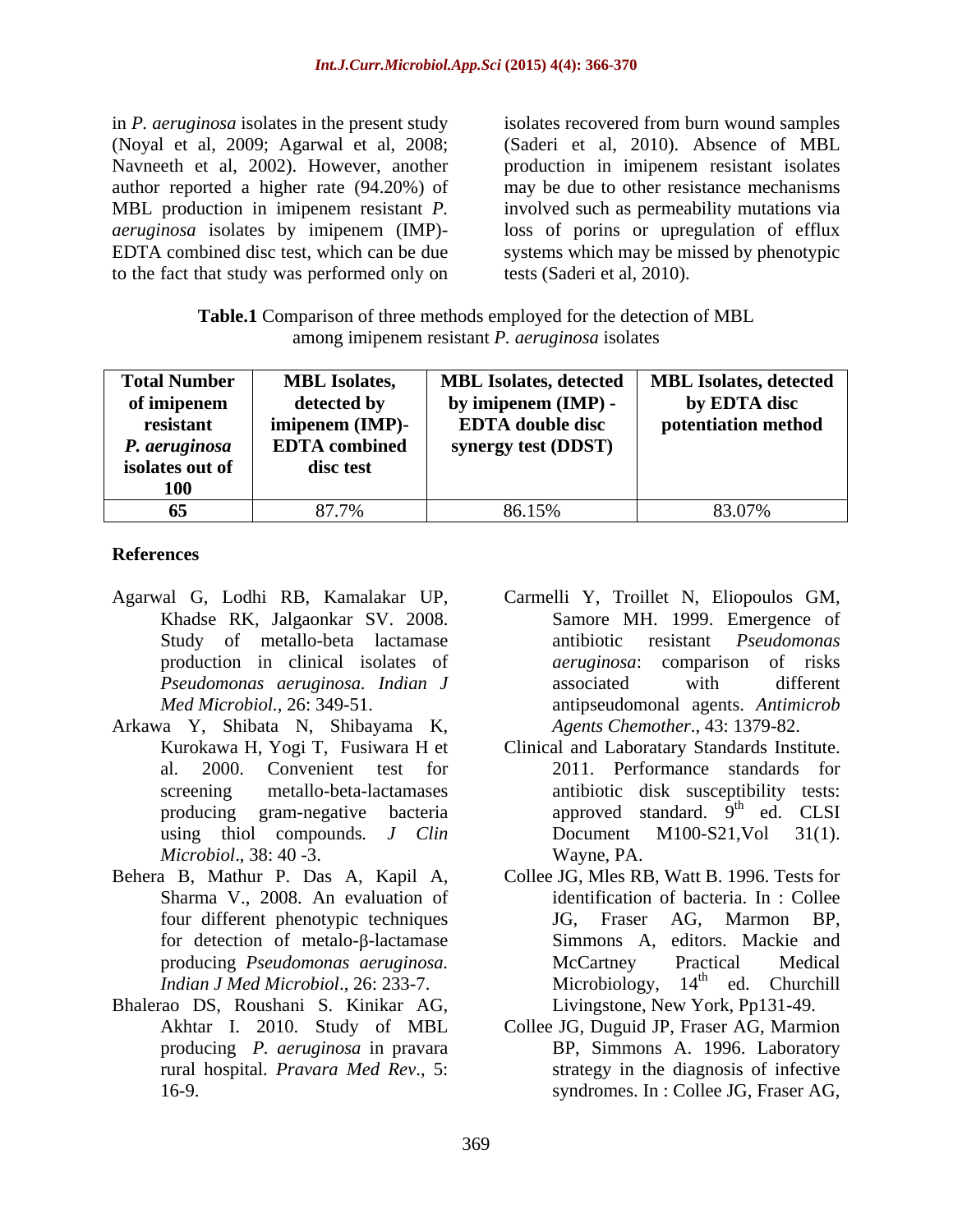in *P. aeruginosa* isolates in the present study (Noyal et al, 2009; Agarwal et al, 2008; Navneeth et al, 2002). However, another author reported a higher rate (94.20%) of MBL production in imipenem resistant *P. aeruginosa* isolates by imipenem (IMP)-EDTA combined disc test, which can be due to the fact that study was performed only on isolates recovered from burn wound samples (Saderi et al, 2010). Absence of MBL production in imipenem resistant isolates may be due to other resistance mechanisms involved such as permeability mutations via loss of porins or upregulation of efflux systems which may be missed by phenotypic tests (Saderi et al, 2010).

**Table.1** Comparison of three methods employed for the detection of MBL among imipenem resistant *P. aeruginosa* isolates

| Total Number of imipenem resistant *P. aeruginosa* isolates out of 100 | MBL Isolates, detected by imipenem (IMP)-EDTA combined disc test | MBL Isolates, detected by imipenem (IMP) - EDTA double disc synergy test (DDST) | MBL Isolates, detected by EDTA disc potentiation method |
|---|---|---|---|
| **65** | 87.7% | 86.15% | 83.07% |

## References

Agarwal G, Lodhi RB, Kamalakar UP, Khadse RK, Jalgaonkar SV. 2008. Study of metallo-beta lactamase production in clinical isolates of *Pseudomonas aeruginosa. Indian J Med Microbiol.*, 26: 349-51.

Arkawa Y, Shibata N, Shibayama K, Kurokawa H, Yogi T, Fusiwara H et al. 2000. Convenient test for screening metallo-beta-lactamases producing gram-negative bacteria using thiol compounds. *J Clin Microbiol*., 38: 40 -3.

Behera B, Mathur P. Das A, Kapil A, Sharma V., 2008. An evaluation of four different phenotypic techniques for detection of metalo-β-lactamase producing *Pseudomonas aeruginosa. Indian J Med Microbiol*., 26: 233-7.

Bhalerao DS, Roushani S. Kinikar AG, Akhtar I. 2010. Study of MBL producing *P. aeruginosa* in pravara rural hospital. *Pravara Med Rev*., 5: 16-9.

Carmelli Y, Troillet N, Eliopoulos GM, Samore MH. 1999. Emergence of antibiotic resistant *Pseudomonas aeruginosa*: comparison of risks associated with different antipseudomonal agents. *Antimicrob Agents Chemother*., 43: 1379-82.

Clinical and Laboratary Standards Institute. 2011. Performance standards for antibiotic disk susceptibility tests: approved standard. 9th ed. CLSI Document M100-S21,Vol 31(1). Wayne, PA.

Collee JG, Mles RB, Watt B. 1996. Tests for identification of bacteria. In : Collee JG, Fraser AG, Marmon BP, Simmons A, editors. Mackie and McCartney Practical Medical Microbiology, 14th ed. Churchill Livingstone, New York, Pp131-49.

Collee JG, Duguid JP, Fraser AG, Marmion BP, Simmons A. 1996. Laboratory strategy in the diagnosis of infective syndromes. In : Collee JG, Fraser AG,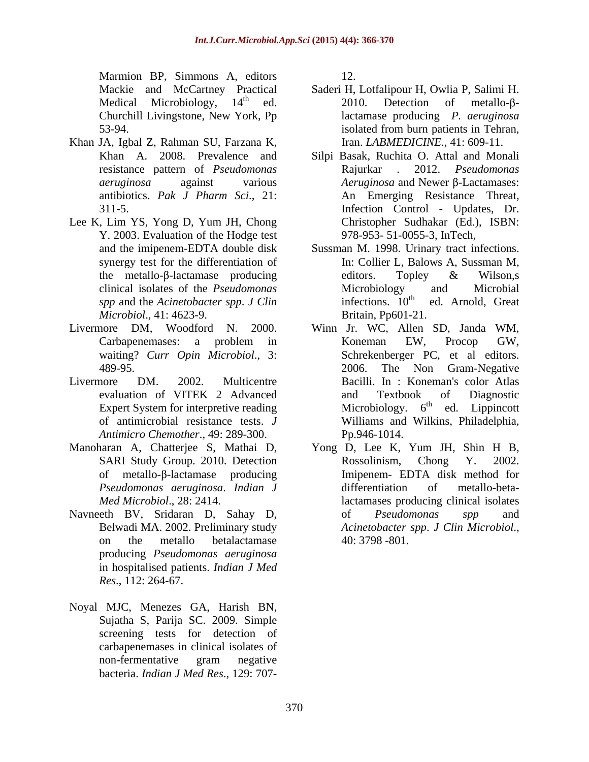Marmion BP, Simmons A, editors Mackie and McCartney Practical Medical Microbiology, 14th ed. Churchill Livingstone, New York, Pp 53-94.

Khan JA, Igbal Z, Rahman SU, Farzana K, Khan A. 2008. Prevalence and resistance pattern of *Pseudomonas aeruginosa* against various antibiotics. *Pak J Pharm Sci*., 21: 311-5.

Lee K, Lim YS, Yong D, Yum JH, Chong Y. 2003. Evaluation of the Hodge test and the imipenem-EDTA double disk synergy test for the differentiation of the metallo-β-lactamase producing clinical isolates of the *Pseudomonas spp* and the *Acinetobacter spp*. *J Clin Microbiol*., 41: 4623-9.

Livermore DM, Woodford N. 2000. Carbapenemases: a problem in waiting? *Curr Opin Microbiol*., 3: 489-95.

Livermore DM. 2002. Multicentre evaluation of VITEK 2 Advanced Expert System for interpretive reading of antimicrobial resistance tests. *J Antimicro Chemother*., 49: 289-300.

Manoharan A, Chatterjee S, Mathai D, SARI Study Group. 2010. Detection of metallo-β-lactamase producing *Pseudomonas aeruginosa*. *Indian J Med Microbiol*., 28: 2414.

Navneeth BV, Sridaran D, Sahay D, Belwadi MA. 2002. Preliminary study on the metallo betalactamase producing *Pseudomonas aeruginosa* in hospitalised patients. *Indian J Med Res*., 112: 264-67.

Noyal MJC, Menezes GA, Harish BN, Sujatha S, Parija SC. 2009. Simple screening tests for detection of carbapenemases in clinical isolates of non-fermentative gram negative bacteria. *Indian J Med Res*., 129: 707-12.

Saderi H, Lotfalipour H, Owlia P, Salimi H. 2010. Detection of metallo-β-lactamase producing *P. aeruginosa* isolated from burn patients in Tehran, Iran. *LABMEDICINE*., 41: 609-11.

Silpi Basak, Ruchita O. Attal and Monali Rajurkar . 2012. *Pseudomonas Aeruginosa* and Newer β-Lactamases: An Emerging Resistance Threat, Infection Control - Updates, Dr. Christopher Sudhakar (Ed.), ISBN: 978-953- 51-0055-3, InTech,

Sussman M. 1998. Urinary tract infections. In: Collier L, Balows A, Sussman M, editors. Topley & Wilson,s Microbiology and Microbial infections. 10th ed. Arnold, Great Britain, Pp601-21.

Winn Jr. WC, Allen SD, Janda WM, Koneman EW, Procop GW, Schrekenberger PC, et al editors. 2006. The Non Gram-Negative Bacilli. In : Koneman's color Atlas and Textbook of Diagnostic Microbiology. 6th ed. Lippincott Williams and Wilkins, Philadelphia, Pp.946-1014.

Yong D, Lee K, Yum JH, Shin H B, Rossolinism, Chong Y. 2002. Imipenem- EDTA disk method for differentiation of metallo-beta-lactamases producing clinical isolates of *Pseudomonas spp* and *Acinetobacter spp*. *J Clin Microbiol*., 40: 3798 -801.